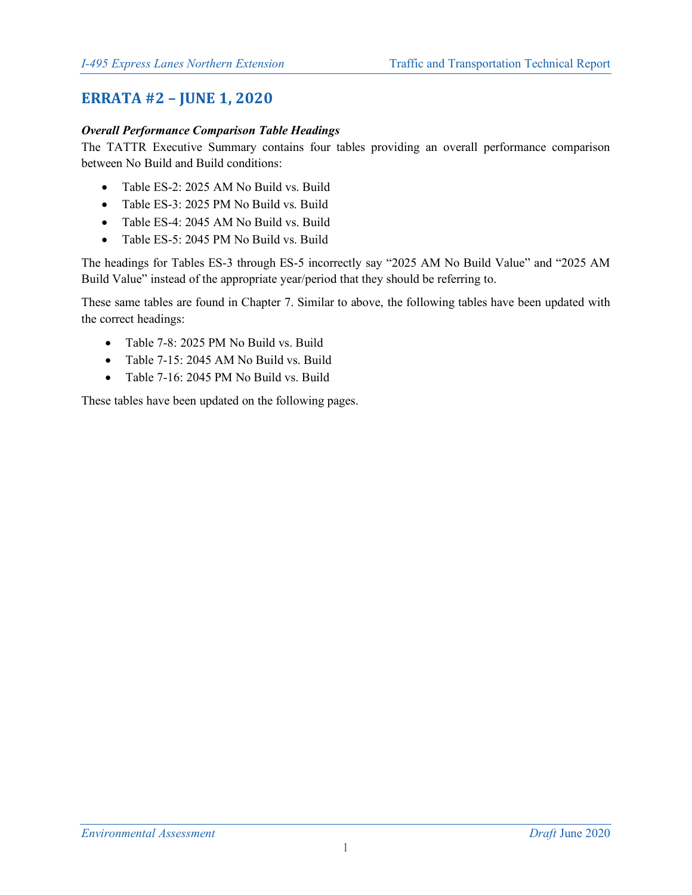# ERRATA #2 – JUNE 1, 2020

***Overall Performance Comparison Table Headings***

The TATTR Executive Summary contains four tables providing an overall performance comparison between No Build and Build conditions:

- Table ES-2: 2025 AM No Build vs. Build
- Table ES-3: 2025 PM No Build vs. Build
- Table ES-4: 2045 AM No Build vs. Build
- Table ES-5: 2045 PM No Build vs. Build

The headings for Tables ES-3 through ES-5 incorrectly say "2025 AM No Build Value" and "2025 AM Build Value" instead of the appropriate year/period that they should be referring to.

These same tables are found in Chapter 7. Similar to above, the following tables have been updated with the correct headings:

- Table 7-8: 2025 PM No Build vs. Build
- Table 7-15: 2045 AM No Build vs. Build
- Table 7-16: 2045 PM No Build vs. Build

These tables have been updated on the following pages.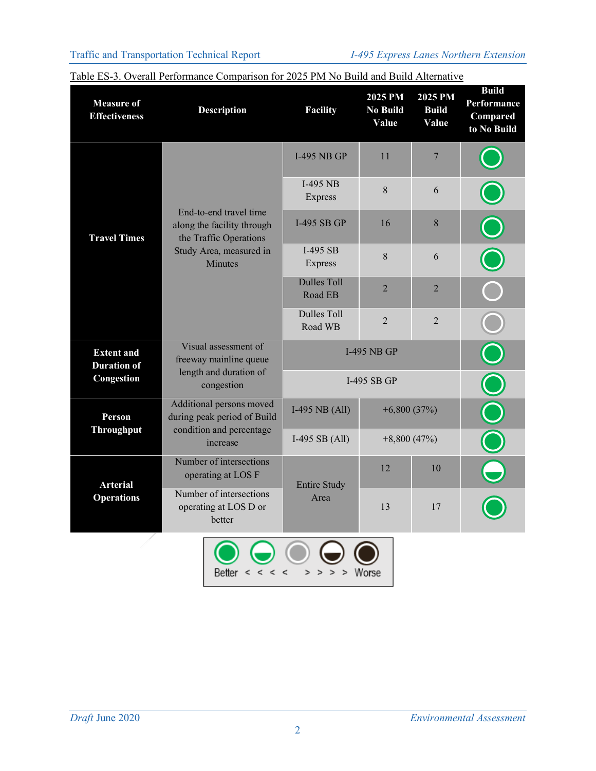Table ES-3. Overall Performance Comparison for 2025 PM No Build and Build Alternative

| Measure of Effectiveness | Description | Facility | 2025 PM No Build Value | 2025 PM Build Value | Build Performance Compared to No Build |
|---|---|---|---|---|---|
| Travel Times | End-to-end travel time along the facility through the Traffic Operations Study Area, measured in Minutes | I-495 NB GP | 11 | 7 | Better |
| | | I-495 NB Express | 8 | 6 | Better |
| | | I-495 SB GP | 16 | 8 | Better |
| | | I-495 SB Express | 8 | 6 | Better |
| | | Dulles Toll Road EB | 2 | 2 | Neutral |
| | | Dulles Toll Road WB | 2 | 2 | Neutral |
| Extent and Duration of Congestion | Visual assessment of freeway mainline queue length and duration of congestion | I-495 NB GP | | | Better |
| | | I-495 SB GP | | | Better |
| Person Throughput | Additional persons moved during peak period of Build condition and percentage increase | I-495 NB (All) | +6,800 (37%) | | Better |
| | | I-495 SB (All) | +8,800 (47%) | | Better |
| Arterial Operations | Number of intersections operating at LOS F | Entire Study Area | 12 | 10 | Somewhat Better |
| | Number of intersections operating at LOS D or better | Entire Study Area | 13 | 17 | Better |

Legend: Better < < < < > > > > Worse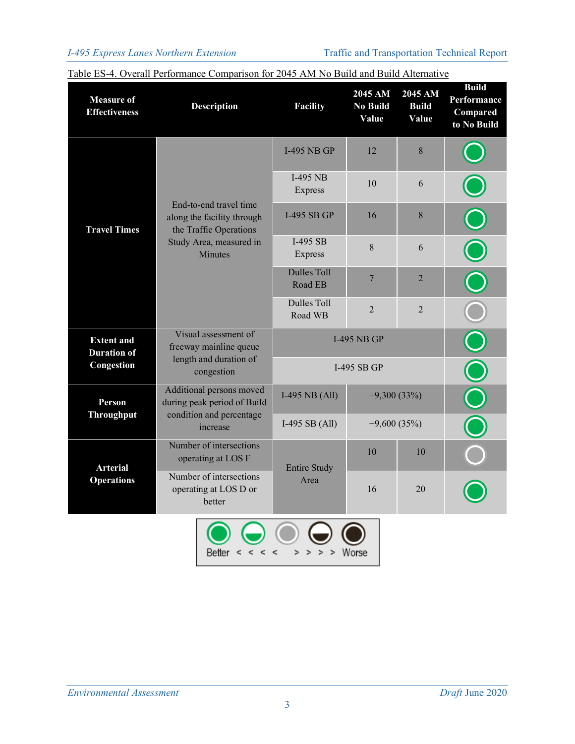Table ES-4. Overall Performance Comparison for 2045 AM No Build and Build Alternative

| Measure of Effectiveness | Description | Facility | 2045 AM No Build Value | 2045 AM Build Value | Build Performance Compared to No Build |
|---|---|---|---|---|---|
| Travel Times | End-to-end travel time along the facility through the Traffic Operations Study Area, measured in Minutes | I-495 NB GP | 12 | 8 | Better |
| | | I-495 NB Express | 10 | 6 | Better |
| | | I-495 SB GP | 16 | 8 | Better |
| | | I-495 SB Express | 8 | 6 | Better |
| | | Dulles Toll Road EB | 7 | 2 | Better |
| | | Dulles Toll Road WB | 2 | 2 | Neutral |
| Extent and Duration of Congestion | Visual assessment of freeway mainline queue length and duration of congestion | I-495 NB GP | | | Better |
| | | I-495 SB GP | | | Better |
| Person Throughput | Additional persons moved during peak period of Build condition and percentage increase | I-495 NB (All) | +9,300 (33%) | | Better |
| | | I-495 SB (All) | +9,600 (35%) | | Better |
| Arterial Operations | Number of intersections operating at LOS F | Entire Study Area | 10 | 10 | Neutral |
| | Number of intersections operating at LOS D or better | | 16 | 20 | Better |

Legend: Better < < < < > > > > Worse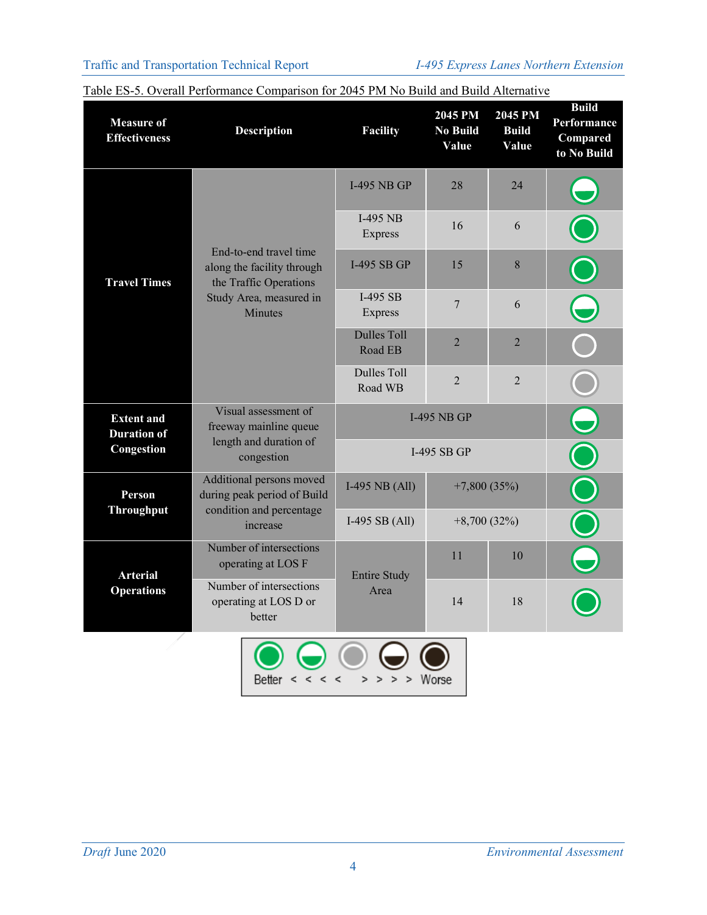Table ES-5. Overall Performance Comparison for 2045 PM No Build and Build Alternative

| Measure of Effectiveness | Description | Facility | 2045 PM No Build Value | 2045 PM Build Value | Build Performance Compared to No Build |
|---|---|---|---|---|---|
| Travel Times | End-to-end travel time along the facility through the Traffic Operations Study Area, measured in Minutes | I-495 NB GP | 28 | 24 | Half green (somewhat better) |
| | | I-495 NB Express | 16 | 6 | Full green (better) |
| | | I-495 SB GP | 15 | 8 | Full green (better) |
| | | I-495 SB Express | 7 | 6 | Half green (somewhat better) |
| | | Dulles Toll Road EB | 2 | 2 | Gray (neutral) |
| | | Dulles Toll Road WB | 2 | 2 | Gray (neutral) |
| Extent and Duration of Congestion | Visual assessment of freeway mainline queue length and duration of congestion | I-495 NB GP | | | Half green (somewhat better) |
| | | I-495 SB GP | | | Full green (better) |
| Person Throughput | Additional persons moved during peak period of Build condition and percentage increase | I-495 NB (All) | +7,800 (35%) | | Full green (better) |
| | | I-495 SB (All) | +8,700 (32%) | | Full green (better) |
| Arterial Operations | Number of intersections operating at LOS F | Entire Study Area | 11 | 10 | Half green (somewhat better) |
| | Number of intersections operating at LOS D or better | | 14 | 18 | Full green (better) |

Legend: Better < < < < > > > > Worse (full green, half green, gray, half black, full black)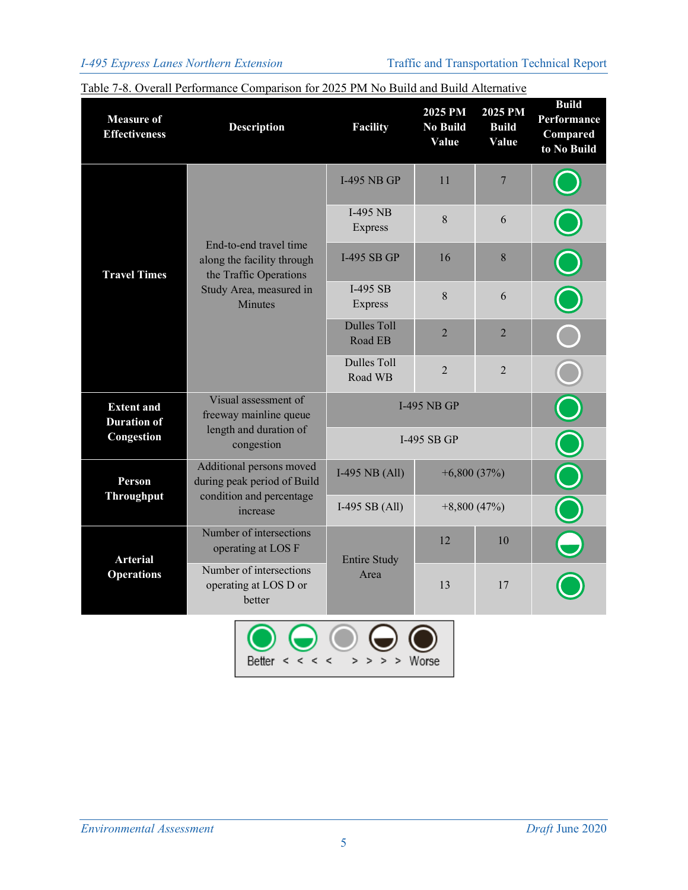Table 7-8. Overall Performance Comparison for 2025 PM No Build and Build Alternative

| Measure of Effectiveness | Description | Facility | 2025 PM No Build Value | 2025 PM Build Value | Build Performance Compared to No Build |
|---|---|---|---|---|---|
| Travel Times | End-to-end travel time along the facility through the Traffic Operations Study Area, measured in Minutes | I-495 NB GP | 11 | 7 | Better |
| | | I-495 NB Express | 8 | 6 | Better |
| | | I-495 SB GP | 16 | 8 | Better |
| | | I-495 SB Express | 8 | 6 | Better |
| | | Dulles Toll Road EB | 2 | 2 | |
| | | Dulles Toll Road WB | 2 | 2 | |
| Extent and Duration of Congestion | Visual assessment of freeway mainline queue length and duration of congestion | I-495 NB GP | | | Better |
| | | I-495 SB GP | | | Better |
| Person Throughput | Additional persons moved during peak period of Build condition and percentage increase | I-495 NB (All) | +6,800 (37%) | | Better |
| | | I-495 SB (All) | +8,800 (47%) | | Better |
| Arterial Operations | Number of intersections operating at LOS F | Entire Study Area | 12 | 10 | |
| | Number of intersections operating at LOS D or better | | 13 | 17 | Better |

Better < < < < > > > > Worse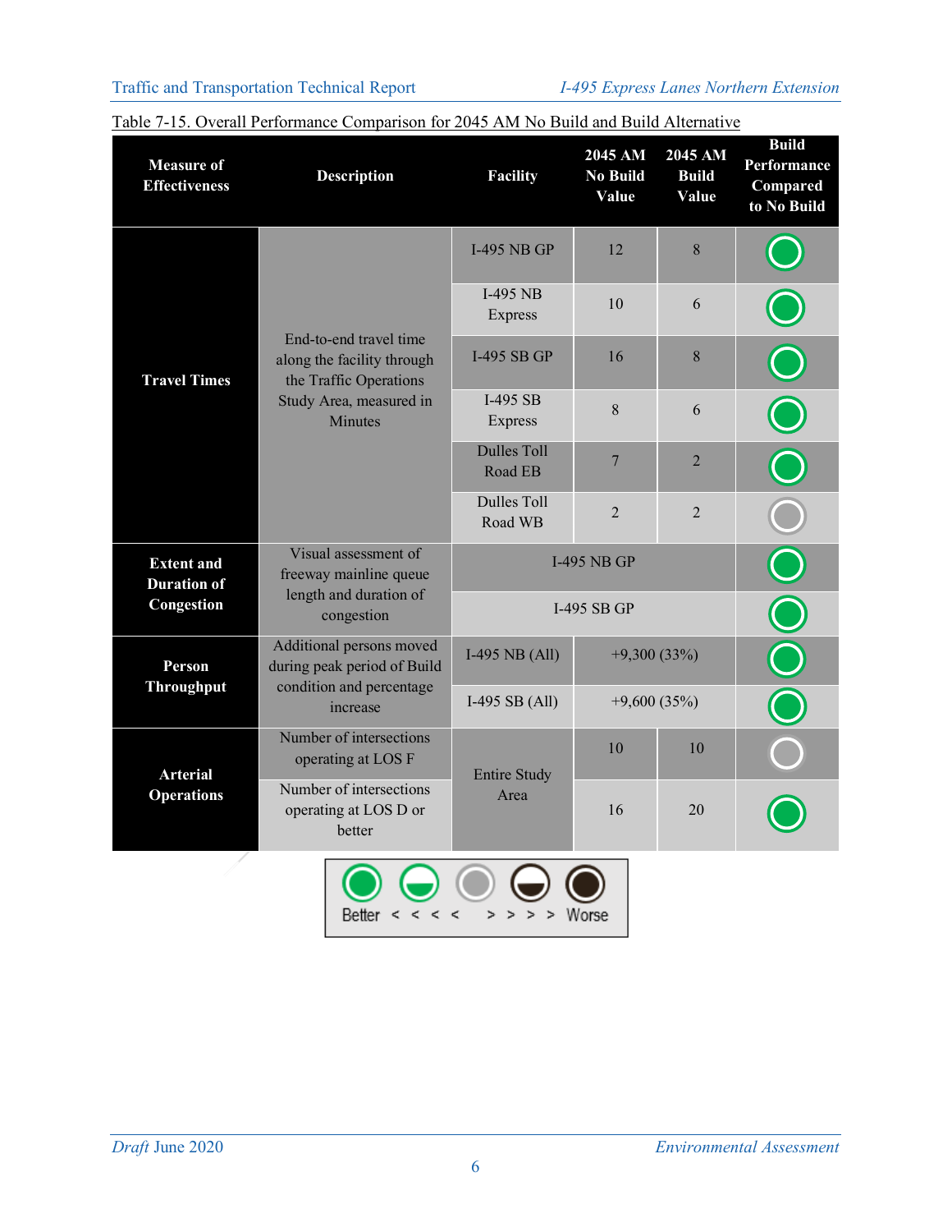Table 7-15. Overall Performance Comparison for 2045 AM No Build and Build Alternative

| Measure of Effectiveness | Description | Facility | 2045 AM No Build Value | 2045 AM Build Value | Build Performance Compared to No Build |
|---|---|---|---|---|---|
| Travel Times | End-to-end travel time along the facility through the Traffic Operations Study Area, measured in Minutes | I-495 NB GP | 12 | 8 | Better |
| | | I-495 NB Express | 10 | 6 | Better |
| | | I-495 SB GP | 16 | 8 | Better |
| | | I-495 SB Express | 8 | 6 | Better |
| | | Dulles Toll Road EB | 7 | 2 | Better |
| | | Dulles Toll Road WB | 2 | 2 | Neutral |
| Extent and Duration of Congestion | Visual assessment of freeway mainline queue length and duration of congestion | I-495 NB GP | | | Better |
| | | I-495 SB GP | | | Better |
| Person Throughput | Additional persons moved during peak period of Build condition and percentage increase | I-495 NB (All) | +9,300 (33%) | | Better |
| | | I-495 SB (All) | +9,600 (35%) | | Better |
| Arterial Operations | Number of intersections operating at LOS F | Entire Study Area | 10 | 10 | Neutral |
| | Number of intersections operating at LOS D or better | | 16 | 20 | Better |

Legend: Better < < < < > > > > Worse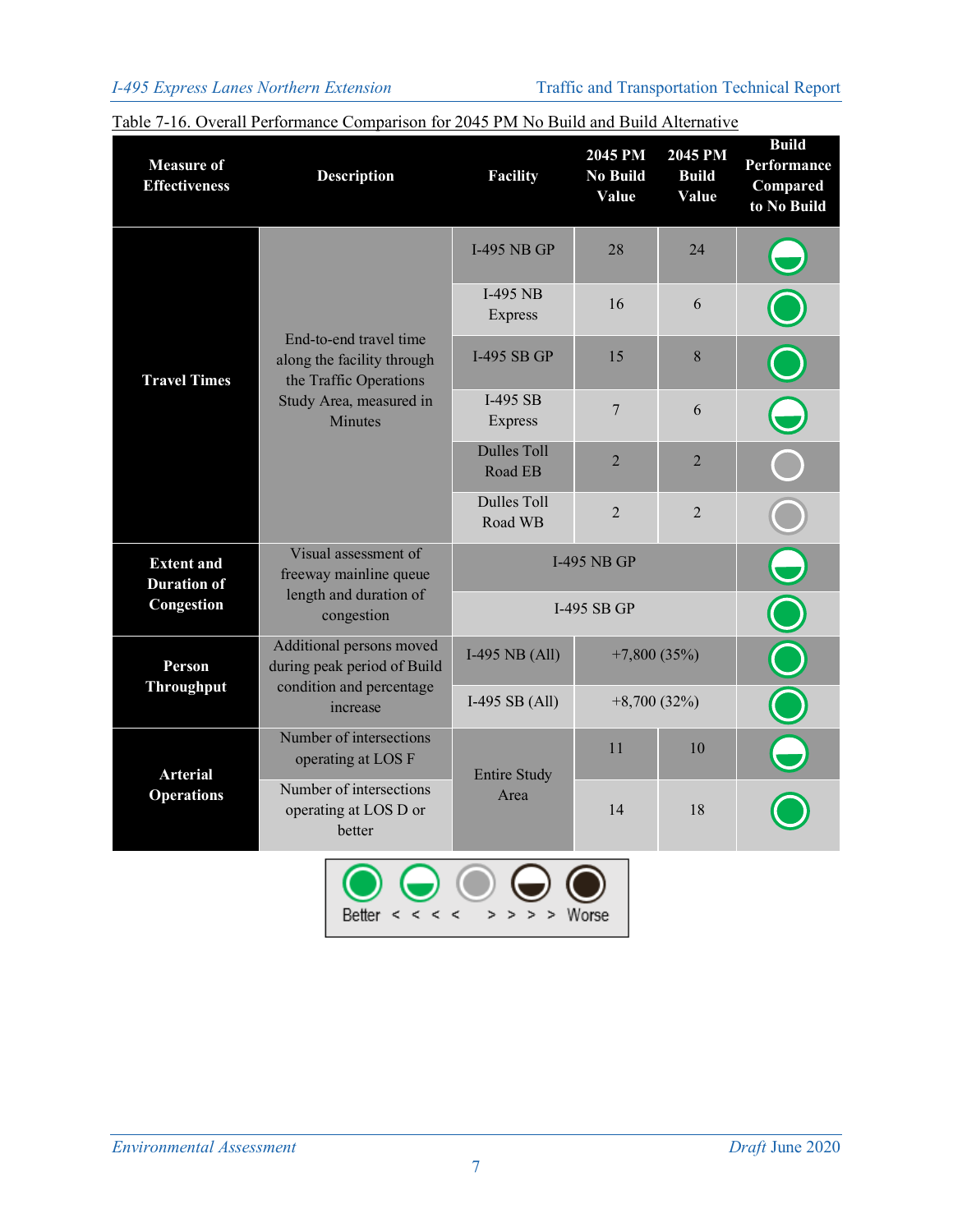Table 7-16. Overall Performance Comparison for 2045 PM No Build and Build Alternative

| Measure of Effectiveness | Description | Facility | 2045 PM No Build Value | 2045 PM Build Value | Build Performance Compared to No Build |
|---|---|---|---|---|---|
| Travel Times | End-to-end travel time along the facility through the Traffic Operations Study Area, measured in Minutes | I-495 NB GP | 28 | 24 | Half green |
| | | I-495 NB Express | 16 | 6 | Green |
| | | I-495 SB GP | 15 | 8 | Green |
| | | I-495 SB Express | 7 | 6 | Half green |
| | | Dulles Toll Road EB | 2 | 2 | Gray |
| | | Dulles Toll Road WB | 2 | 2 | Gray |
| Extent and Duration of Congestion | Visual assessment of freeway mainline queue length and duration of congestion | I-495 NB GP | | | Half green |
| | | I-495 SB GP | | | Green |
| Person Throughput | Additional persons moved during peak period of Build condition and percentage increase | I-495 NB (All) | +7,800 (35%) | | Green |
| | | I-495 SB (All) | +8,700 (32%) | | Green |
| Arterial Operations | Number of intersections operating at LOS F | Entire Study Area | 11 | 10 | Half green |
| | Number of intersections operating at LOS D or better | | 14 | 18 | Green |

Better < < < < > > > > Worse